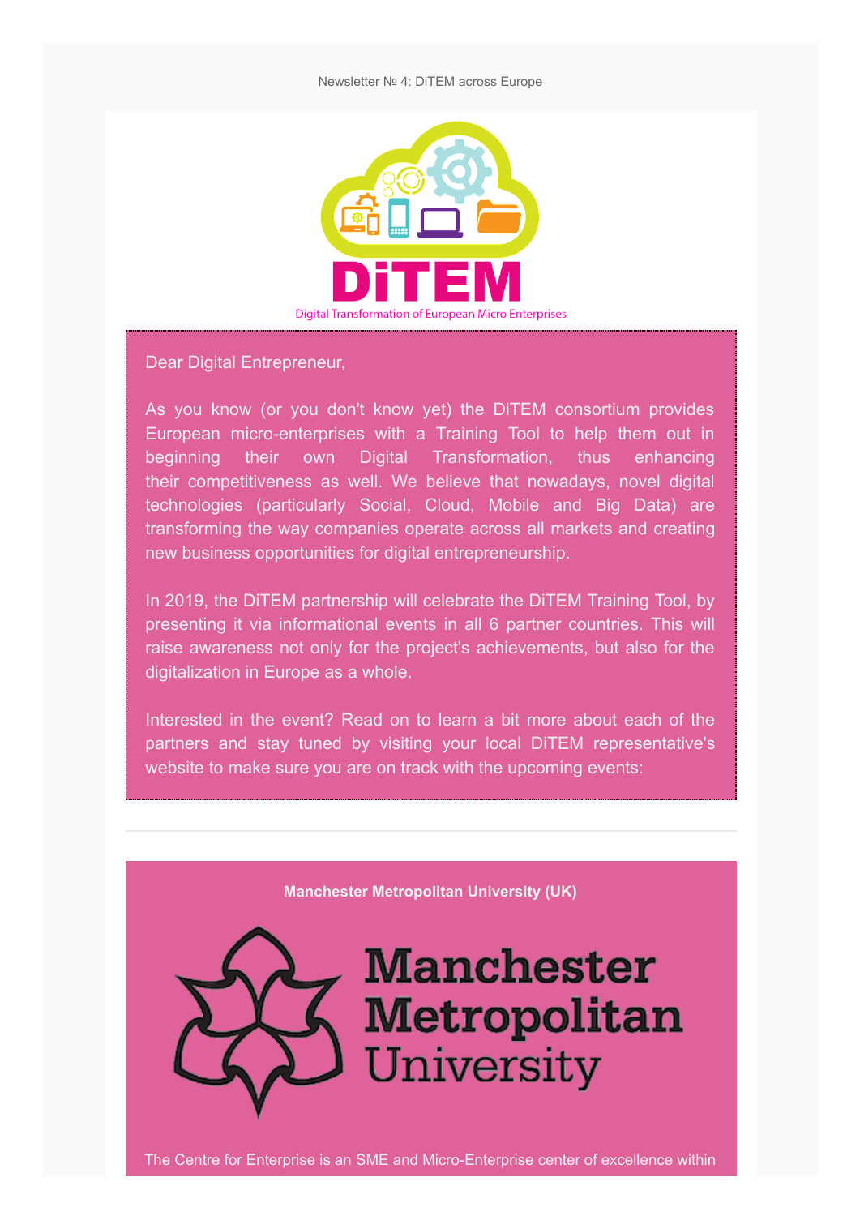Newsletter № 4: DiTEM across Europe

DiTEM

Digital Transformation of European Micro Enterprises

Dear Digital Entrepreneur,

As you know (or you don't know yet) the DiTEM consortium provides European micro-enterprises with a Training Tool to help them out in beginning their own Digital Transformation, thus enhancing their competitiveness as well. We believe that nowadays, novel digital technologies (particularly Social, Cloud, Mobile and Big Data) are transforming the way companies operate across all markets and creating new business opportunities for digital entrepreneurship.

In 2019, the DiTEM partnership will celebrate the DiTEM Training Tool, by presenting it via informational events in all 6 partner countries. This will raise awareness not only for the project's achievements, but also for the digitalization in Europe as a whole.

Interested in the event? Read on to learn a bit more about each of the partners and stay tuned by visiting your local DiTEM representative's website to make sure you are on track with the upcoming events:

---

**Manchester Metropolitan University (UK)**

Manchester Metropolitan University

The Centre for Enterprise is an SME and Micro-Enterprise center of excellence within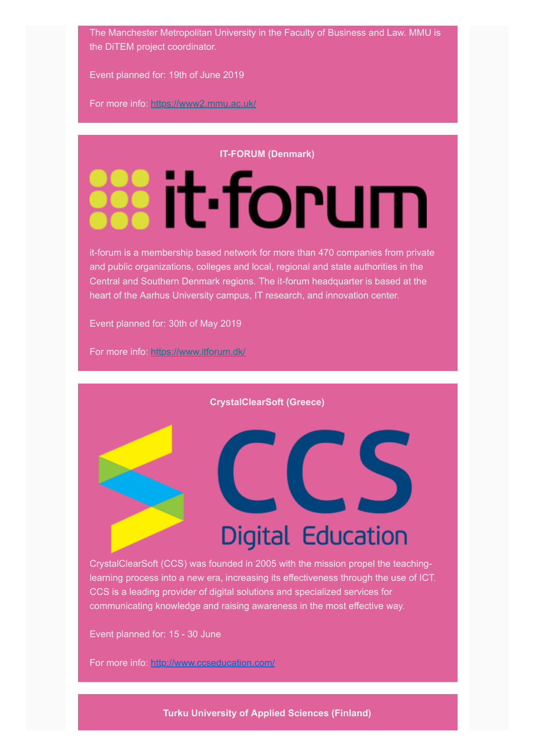The Manchester Metropolitan University in the Faculty of Business and Law. MMU is the DiTEM project coordinator.

Event planned for: 19th of June 2019

For more info: [https://www2.mmu.ac.uk/](https://www2.mmu.ac.uk/)

**IT-FORUM (Denmark)**

it-forum is a membership based network for more than 470 companies from private and public organizations, colleges and local, regional and state authorities in the Central and Southern Denmark regions. The it-forum headquarter is based at the heart of the Aarhus University campus, IT research, and innovation center.

Event planned for: 30th of May 2019

For more info: [https://www.itforum.dk/](https://www.itforum.dk/)

**CrystalClearSoft (Greece)**

CrystalClearSoft (CCS) was founded in 2005 with the mission propel the teaching-learning process into a new era, increasing its effectiveness through the use of ICT. CCS is a leading provider of digital solutions and specialized services for communicating knowledge and raising awareness in the most effective way.

Event planned for: 15 - 30 June

For more info: [http://www.ccseducation.com/](http://www.ccseducation.com/)

**Turku University of Applied Sciences (Finland)**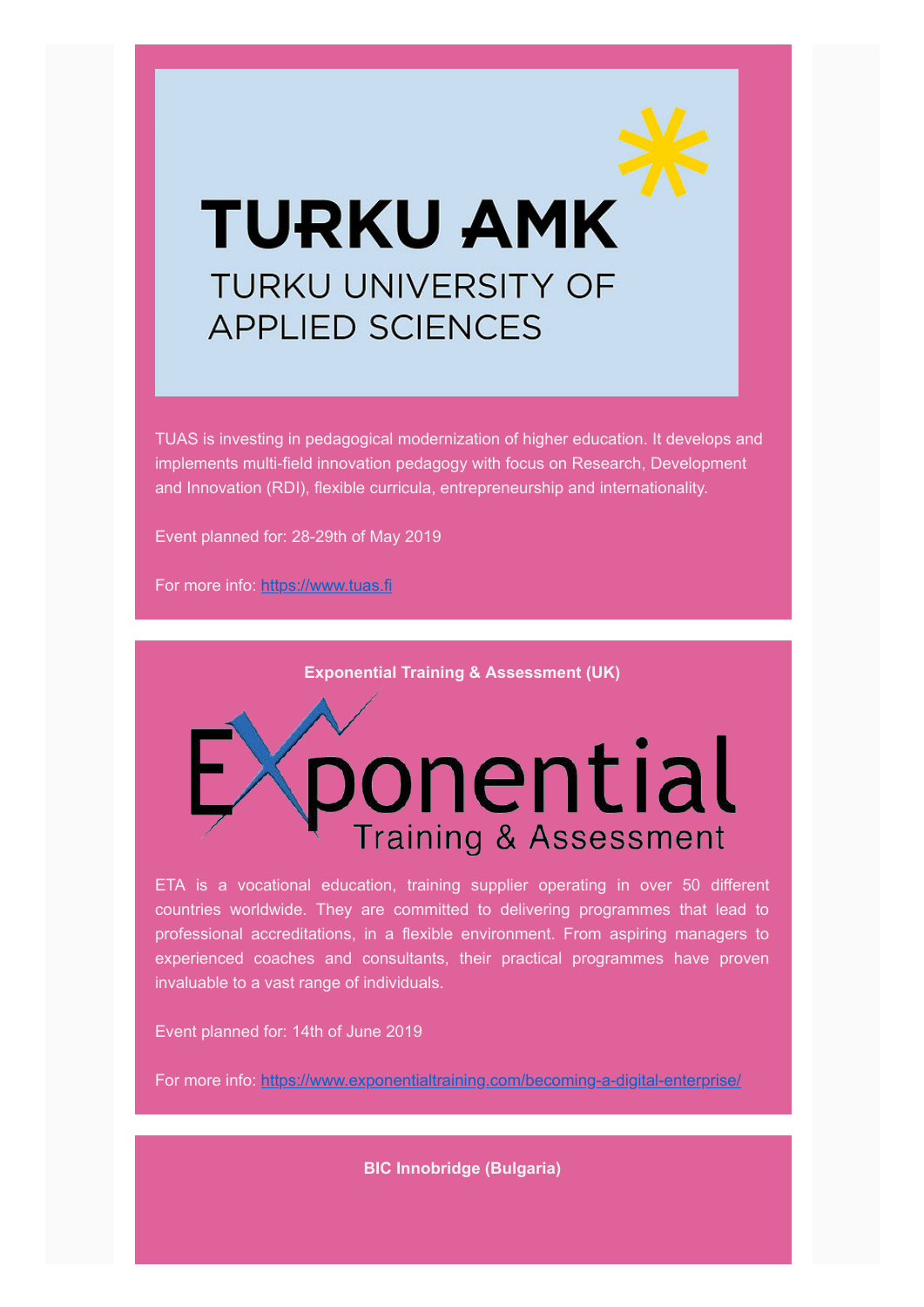TUAS is investing in pedagogical modernization of higher education. It develops and implements multi-field innovation pedagogy with focus on Research, Development and Innovation (RDI), flexible curricula, entrepreneurship and internationality.

Event planned for: 28-29th of May 2019

For more info: [https://www.tuas.fi](https://www.tuas.fi)

**Exponential Training & Assessment (UK)**

ETA is a vocational education, training supplier operating in over 50 different countries worldwide. They are committed to delivering programmes that lead to professional accreditations, in a flexible environment. From aspiring managers to experienced coaches and consultants, their practical programmes have proven invaluable to a vast range of individuals.

Event planned for: 14th of June 2019

For more info: [https://www.exponentialtraining.com/becoming-a-digital-enterprise/](https://www.exponentialtraining.com/becoming-a-digital-enterprise/)

**BIC Innobridge (Bulgaria)**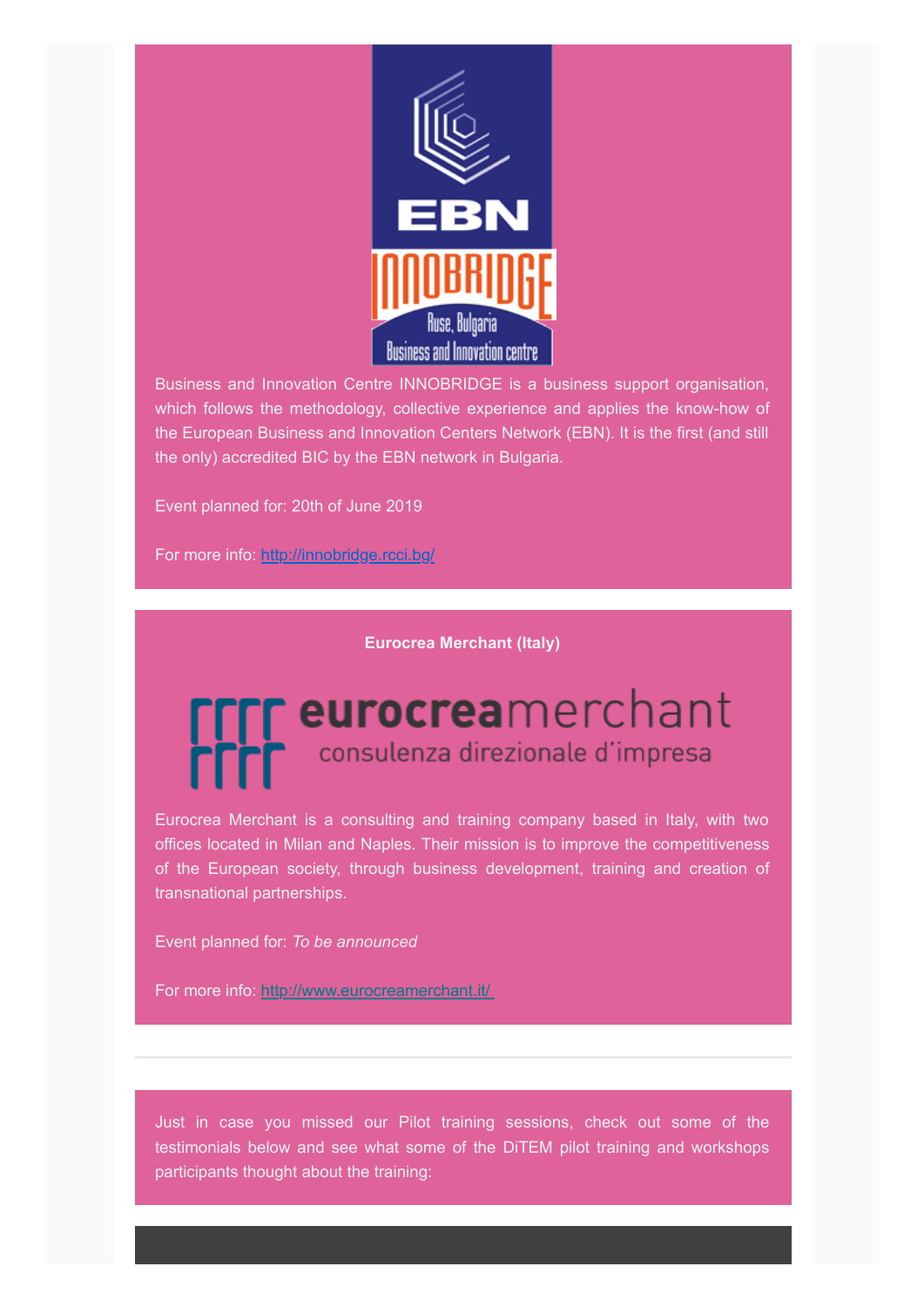Business and Innovation Centre INNOBRIDGE is a business support organisation, which follows the methodology, collective experience and applies the know-how of the European Business and Innovation Centers Network (EBN). It is the first (and still the only) accredited BIC by the EBN network in Bulgaria.

Event planned for: 20th of June 2019

For more info: http://innobridge.rcci.bg/

**Eurocrea Merchant (Italy)**

Eurocrea Merchant is a consulting and training company based in Italy, with two offices located in Milan and Naples. Their mission is to improve the competitiveness of the European society, through business development, training and creation of transnational partnerships.

Event planned for: *To be announced*

For more info: http://www.eurocreamerchant.it/

---

Just in case you missed our Pilot training sessions, check out some of the testimonials below and see what some of the DiTEM pilot training and workshops participants thought about the training: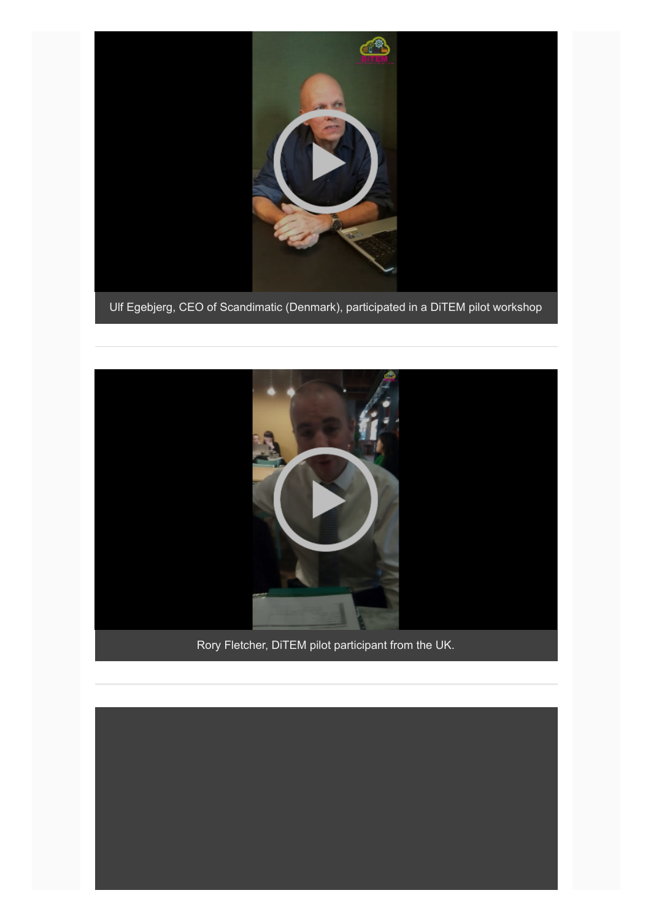Ulf Egebjerg, CEO of Scandimatic (Denmark), participated in a DiTEM pilot workshop

---

Rory Fletcher, DiTEM pilot participant from the UK.

---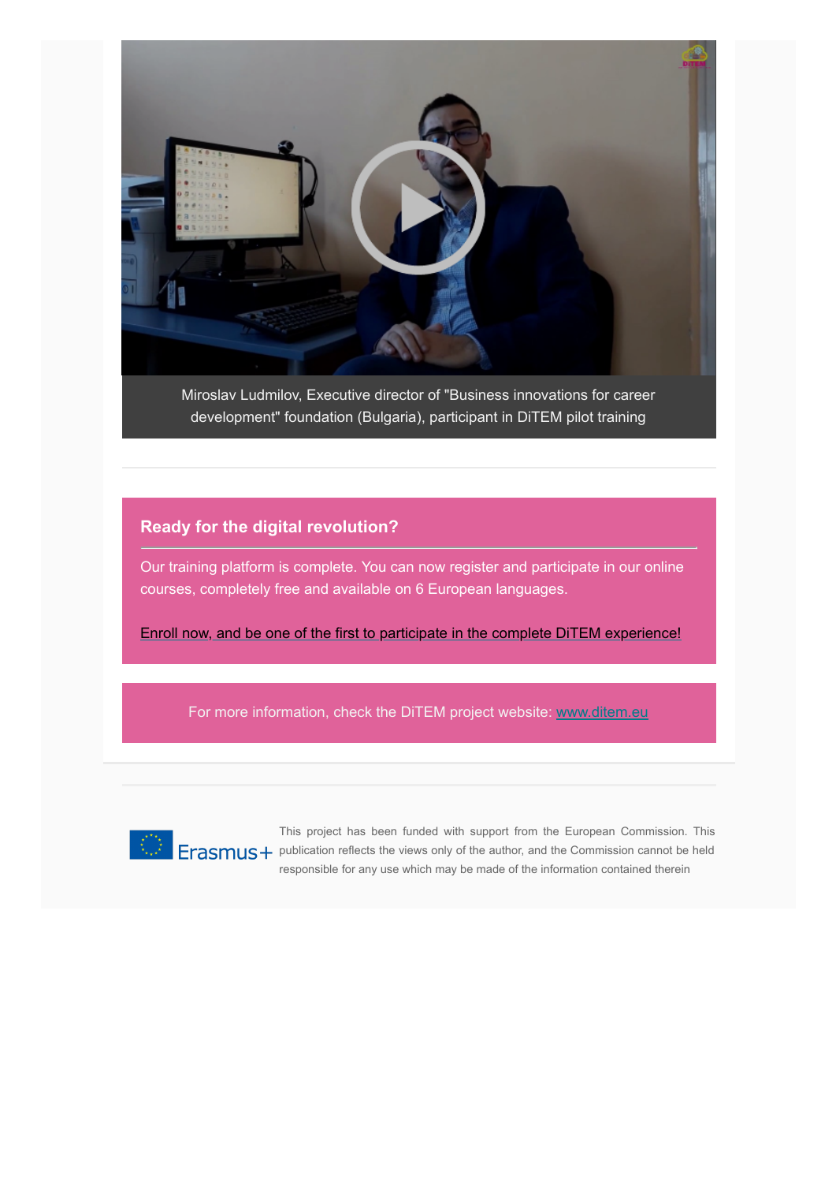Miroslav Ludmilov, Executive director of "Business innovations for career development" foundation (Bulgaria), participant in DiTEM pilot training

## Ready for the digital revolution?

Our training platform is complete. You can now register and participate in our online courses, completely free and available on 6 European languages.

Enroll now, and be one of the first to participate in the complete DiTEM experience!

For more information, check the DiTEM project website: www.ditem.eu

Erasmus+

This project has been funded with support from the European Commission. This publication reflects the views only of the author, and the Commission cannot be held responsible for any use which may be made of the information contained therein